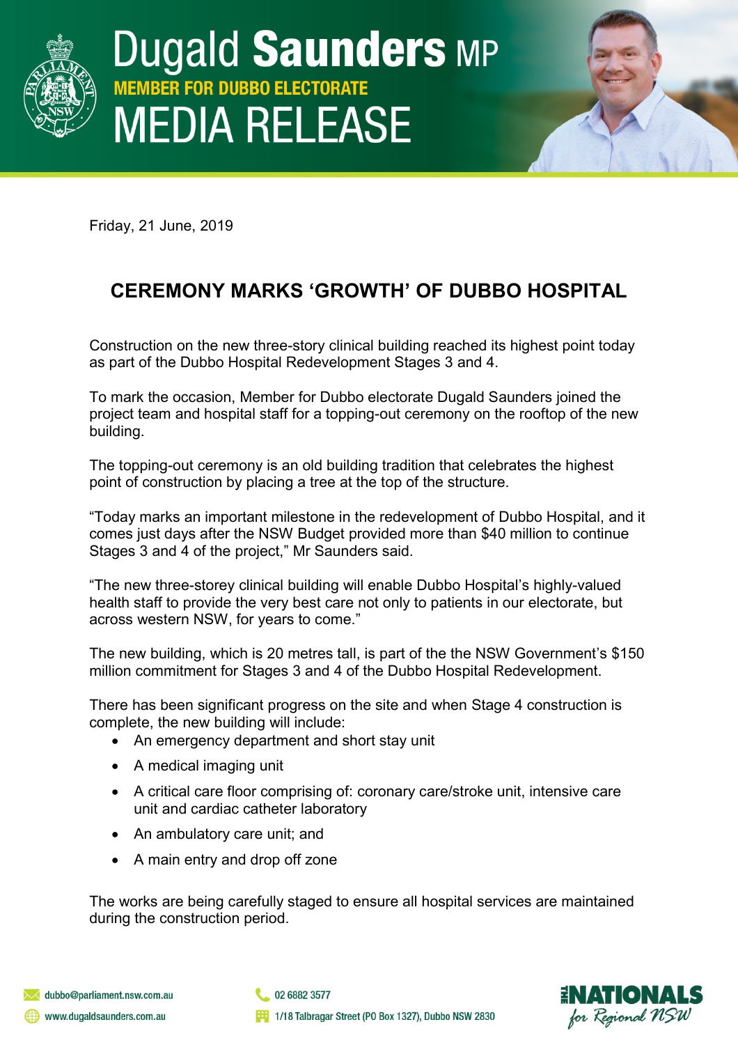# Dugald Saunders MP

**MEMBER FOR DUBBO ELECTORATE**

## MEDIA RELEASE

Friday, 21 June, 2019

## CEREMONY MARKS 'GROWTH' OF DUBBO HOSPITAL

Construction on the new three-story clinical building reached its highest point today as part of the Dubbo Hospital Redevelopment Stages 3 and 4.

To mark the occasion, Member for Dubbo electorate Dugald Saunders joined the project team and hospital staff for a topping-out ceremony on the rooftop of the new building.

The topping-out ceremony is an old building tradition that celebrates the highest point of construction by placing a tree at the top of the structure.

"Today marks an important milestone in the redevelopment of Dubbo Hospital, and it comes just days after the NSW Budget provided more than $40 million to continue Stages 3 and 4 of the project," Mr Saunders said.

"The new three-storey clinical building will enable Dubbo Hospital's highly-valued health staff to provide the very best care not only to patients in our electorate, but across western NSW, for years to come."

The new building, which is 20 metres tall, is part of the the NSW Government's $150 million commitment for Stages 3 and 4 of the Dubbo Hospital Redevelopment.

There has been significant progress on the site and when Stage 4 construction is complete, the new building will include:

- An emergency department and short stay unit
- A medical imaging unit
- A critical care floor comprising of: coronary care/stroke unit, intensive care unit and cardiac catheter laboratory
- An ambulatory care unit; and
- A main entry and drop off zone

The works are being carefully staged to ensure all hospital services are maintained during the construction period.

dubbo@parliament.nsw.com.au
www.dugaldsaunders.com.au
02 6882 3577
1/18 Talbragar Street (PO Box 1327), Dubbo NSW 2830

THE NATIONALS *for Regional NSW*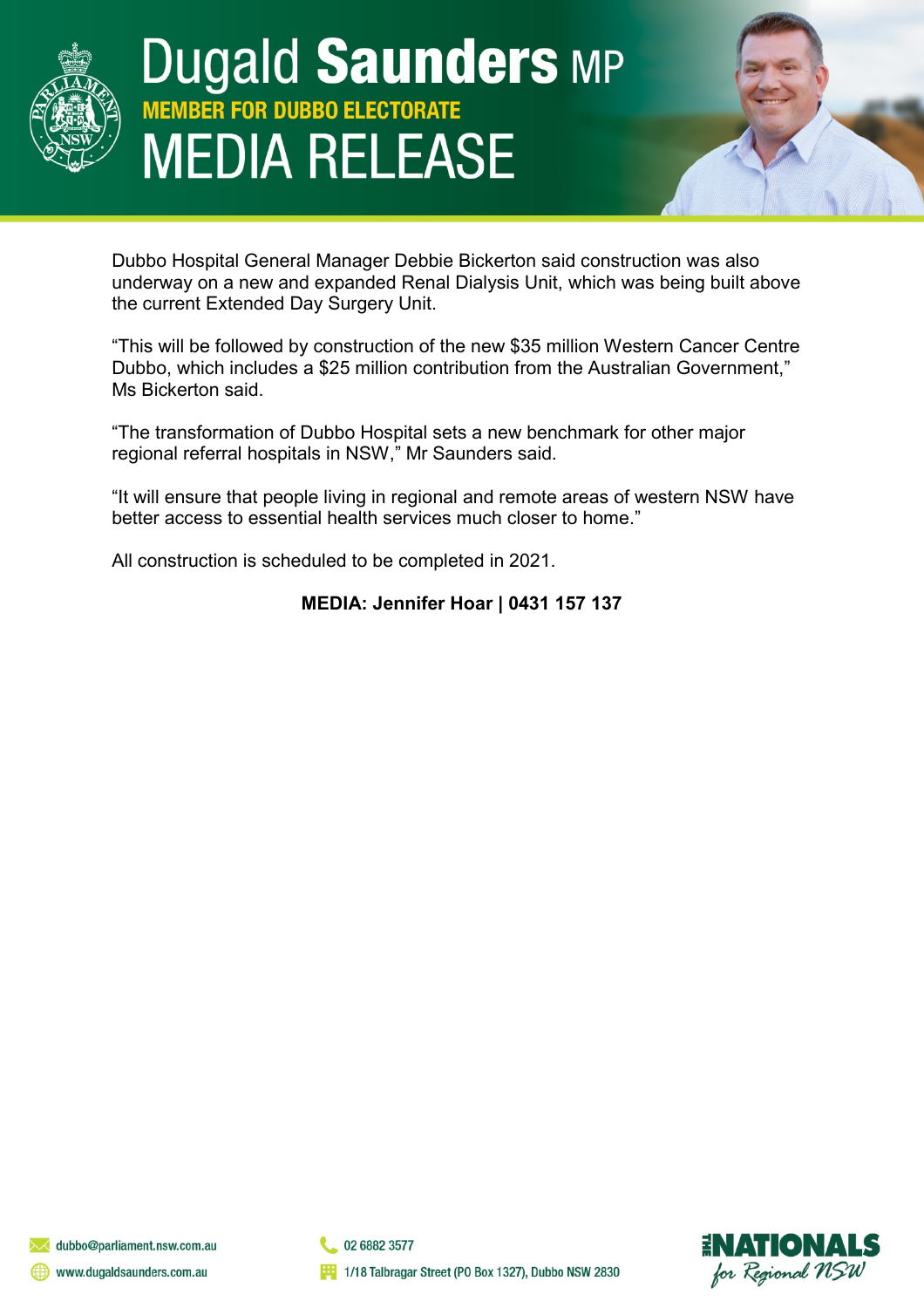Dubbo Hospital General Manager Debbie Bickerton said construction was also underway on a new and expanded Renal Dialysis Unit, which was being built above the current Extended Day Surgery Unit.

"This will be followed by construction of the new $35 million Western Cancer Centre Dubbo, which includes a $25 million contribution from the Australian Government," Ms Bickerton said.

"The transformation of Dubbo Hospital sets a new benchmark for other major regional referral hospitals in NSW," Mr Saunders said.

"It will ensure that people living in regional and remote areas of western NSW have better access to essential health services much closer to home."

All construction is scheduled to be completed in 2021.

**MEDIA: Jennifer Hoar | 0431 157 137**